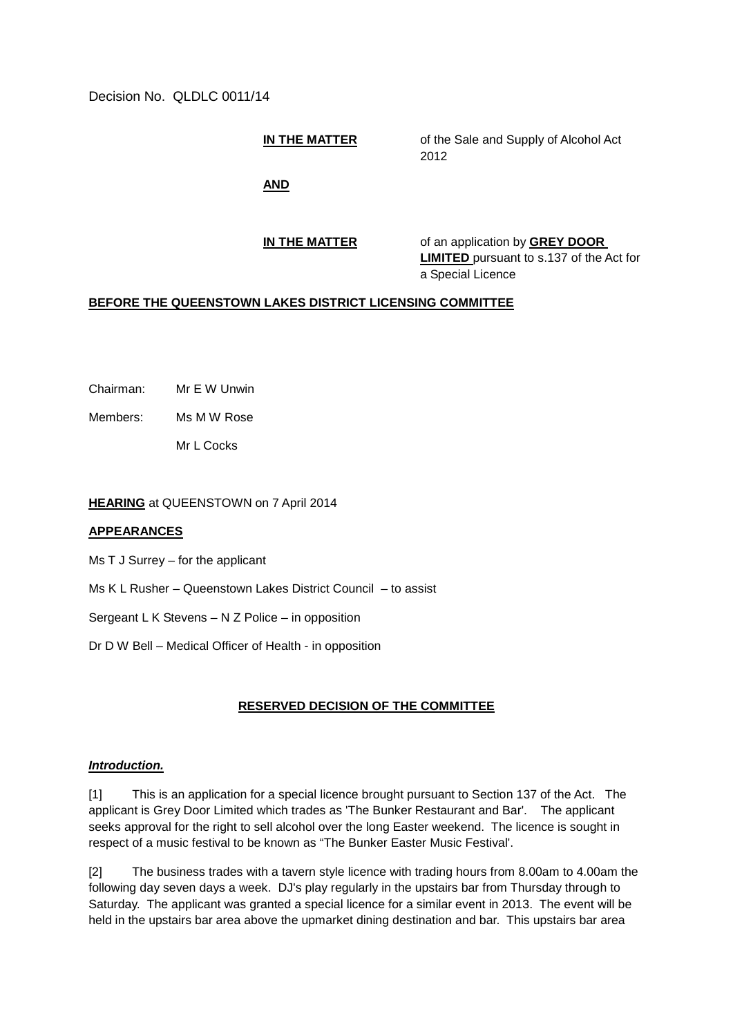Decision No. QLDLC 0011/14

**IN THE MATTER** of the Sale and Supply of Alcohol Act 2012

**AND**

**IN THE MATTER** of an application by **GREY DOOR LIMITED** pursuant to s.137 of the Act for a Special Licence

**BEFORE THE QUEENSTOWN LAKES DISTRICT LICENSING COMMITTEE**

Chairman: Mr E W Unwin

Members: Ms M W Rose

Mr L Cocks

**HEARING** at QUEENSTOWN on 7 April 2014

**APPEARANCES**

Ms T J Surrey – for the applicant

Ms K L Rusher – Queenstown Lakes District Council – to assist

Sergeant L K Stevens – N Z Police – in opposition

Dr D W Bell – Medical Officer of Health - in opposition

**RESERVED DECISION OF THE COMMITTEE**

***Introduction.***

[1] This is an application for a special licence brought pursuant to Section 137 of the Act. The applicant is Grey Door Limited which trades as 'The Bunker Restaurant and Bar'. The applicant seeks approval for the right to sell alcohol over the long Easter weekend. The licence is sought in respect of a music festival to be known as "The Bunker Easter Music Festival'.

[2] The business trades with a tavern style licence with trading hours from 8.00am to 4.00am the following day seven days a week. DJ's play regularly in the upstairs bar from Thursday through to Saturday. The applicant was granted a special licence for a similar event in 2013. The event will be held in the upstairs bar area above the upmarket dining destination and bar. This upstairs bar area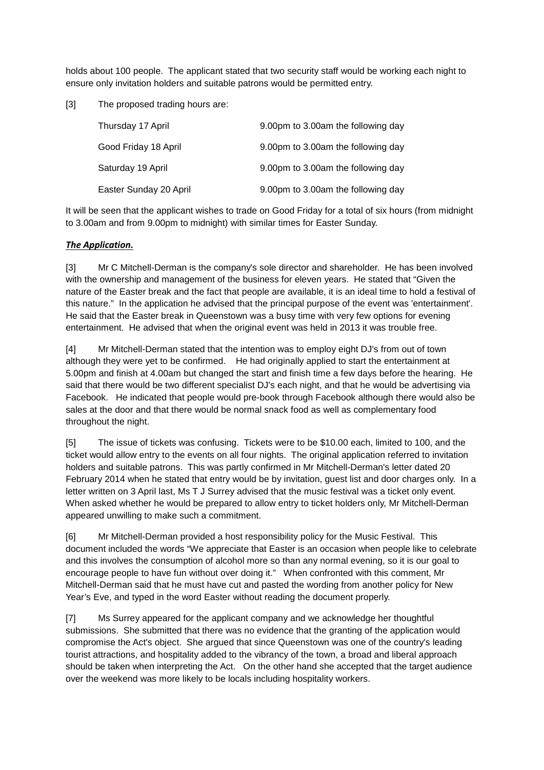holds about 100 people. The applicant stated that two security staff would be working each night to ensure only invitation holders and suitable patrons would be permitted entry.

[3] The proposed trading hours are:

| | |
|---|---|
| Thursday 17 April | 9.00pm to 3.00am the following day |
| Good Friday 18 April | 9.00pm to 3.00am the following day |
| Saturday 19 April | 9.00pm to 3.00am the following day |
| Easter Sunday 20 April | 9.00pm to 3.00am the following day |

It will be seen that the applicant wishes to trade on Good Friday for a total of six hours (from midnight to 3.00am and from 9.00pm to midnight) with similar times for Easter Sunday.

***The Application.***

[3] Mr C Mitchell-Derman is the company's sole director and shareholder. He has been involved with the ownership and management of the business for eleven years. He stated that "Given the nature of the Easter break and the fact that people are available, it is an ideal time to hold a festival of this nature." In the application he advised that the principal purpose of the event was 'entertainment'. He said that the Easter break in Queenstown was a busy time with very few options for evening entertainment. He advised that when the original event was held in 2013 it was trouble free.

[4] Mr Mitchell-Derman stated that the intention was to employ eight DJ's from out of town although they were yet to be confirmed. He had originally applied to start the entertainment at 5.00pm and finish at 4.00am but changed the start and finish time a few days before the hearing. He said that there would be two different specialist DJ's each night, and that he would be advertising via Facebook. He indicated that people would pre-book through Facebook although there would also be sales at the door and that there would be normal snack food as well as complementary food throughout the night.

[5] The issue of tickets was confusing. Tickets were to be $10.00 each, limited to 100, and the ticket would allow entry to the events on all four nights. The original application referred to invitation holders and suitable patrons. This was partly confirmed in Mr Mitchell-Derman's letter dated 20 February 2014 when he stated that entry would be by invitation, guest list and door charges only. In a letter written on 3 April last, Ms T J Surrey advised that the music festival was a ticket only event. When asked whether he would be prepared to allow entry to ticket holders only, Mr Mitchell-Derman appeared unwilling to make such a commitment.

[6] Mr Mitchell-Derman provided a host responsibility policy for the Music Festival. This document included the words "We appreciate that Easter is an occasion when people like to celebrate and this involves the consumption of alcohol more so than any normal evening, so it is our goal to encourage people to have fun without over doing it." When confronted with this comment, Mr Mitchell-Derman said that he must have cut and pasted the wording from another policy for New Year's Eve, and typed in the word Easter without reading the document properly.

[7] Ms Surrey appeared for the applicant company and we acknowledge her thoughtful submissions. She submitted that there was no evidence that the granting of the application would compromise the Act's object. She argued that since Queenstown was one of the country's leading tourist attractions, and hospitality added to the vibrancy of the town, a broad and liberal approach should be taken when interpreting the Act. On the other hand she accepted that the target audience over the weekend was more likely to be locals including hospitality workers.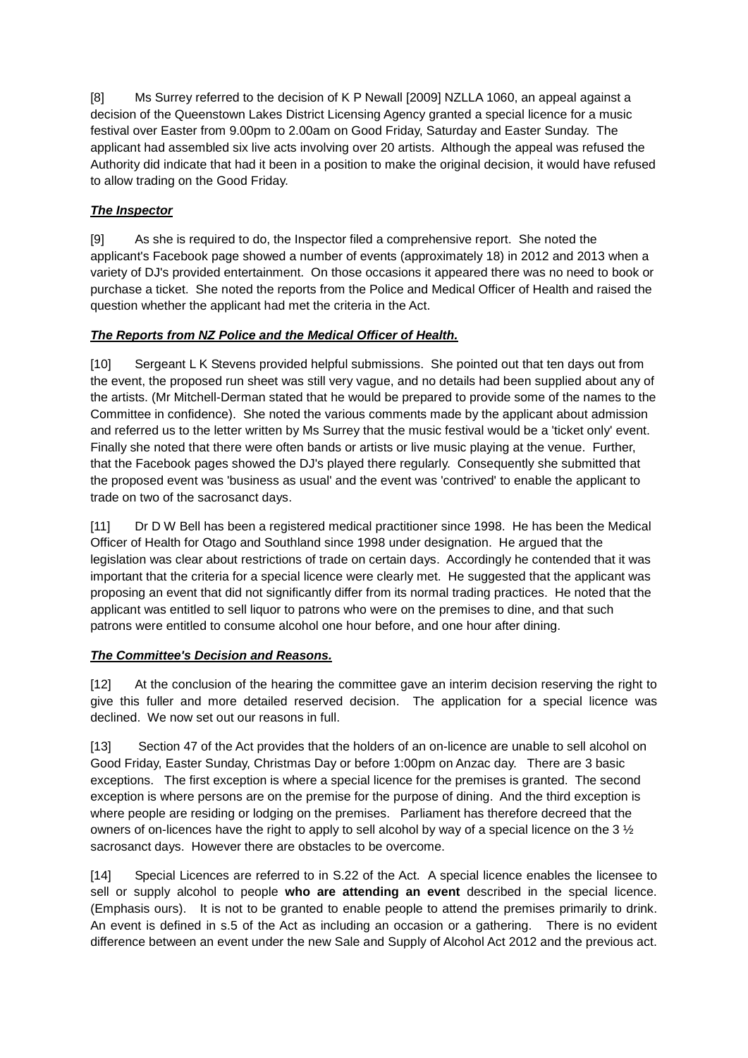[8] Ms Surrey referred to the decision of K P Newall [2009] NZLLA 1060, an appeal against a decision of the Queenstown Lakes District Licensing Agency granted a special licence for a music festival over Easter from 9.00pm to 2.00am on Good Friday, Saturday and Easter Sunday. The applicant had assembled six live acts involving over 20 artists. Although the appeal was refused the Authority did indicate that had it been in a position to make the original decision, it would have refused to allow trading on the Good Friday.

***The Inspector***

[9] As she is required to do, the Inspector filed a comprehensive report. She noted the applicant's Facebook page showed a number of events (approximately 18) in 2012 and 2013 when a variety of DJ's provided entertainment. On those occasions it appeared there was no need to book or purchase a ticket. She noted the reports from the Police and Medical Officer of Health and raised the question whether the applicant had met the criteria in the Act.

***The Reports from NZ Police and the Medical Officer of Health.***

[10] Sergeant L K Stevens provided helpful submissions. She pointed out that ten days out from the event, the proposed run sheet was still very vague, and no details had been supplied about any of the artists. (Mr Mitchell-Derman stated that he would be prepared to provide some of the names to the Committee in confidence). She noted the various comments made by the applicant about admission and referred us to the letter written by Ms Surrey that the music festival would be a 'ticket only' event. Finally she noted that there were often bands or artists or live music playing at the venue. Further, that the Facebook pages showed the DJ's played there regularly. Consequently she submitted that the proposed event was 'business as usual' and the event was 'contrived' to enable the applicant to trade on two of the sacrosanct days.

[11] Dr D W Bell has been a registered medical practitioner since 1998. He has been the Medical Officer of Health for Otago and Southland since 1998 under designation. He argued that the legislation was clear about restrictions of trade on certain days. Accordingly he contended that it was important that the criteria for a special licence were clearly met. He suggested that the applicant was proposing an event that did not significantly differ from its normal trading practices. He noted that the applicant was entitled to sell liquor to patrons who were on the premises to dine, and that such patrons were entitled to consume alcohol one hour before, and one hour after dining.

***The Committee's Decision and Reasons.***

[12] At the conclusion of the hearing the committee gave an interim decision reserving the right to give this fuller and more detailed reserved decision. The application for a special licence was declined. We now set out our reasons in full.

[13] Section 47 of the Act provides that the holders of an on-licence are unable to sell alcohol on Good Friday, Easter Sunday, Christmas Day or before 1:00pm on Anzac day. There are 3 basic exceptions. The first exception is where a special licence for the premises is granted. The second exception is where persons are on the premise for the purpose of dining. And the third exception is where people are residing or lodging on the premises. Parliament has therefore decreed that the owners of on-licences have the right to apply to sell alcohol by way of a special licence on the 3 ½ sacrosanct days. However there are obstacles to be overcome.

[14] Special Licences are referred to in S.22 of the Act. A special licence enables the licensee to sell or supply alcohol to people **who are attending an event** described in the special licence. (Emphasis ours). It is not to be granted to enable people to attend the premises primarily to drink. An event is defined in s.5 of the Act as including an occasion or a gathering. There is no evident difference between an event under the new Sale and Supply of Alcohol Act 2012 and the previous act.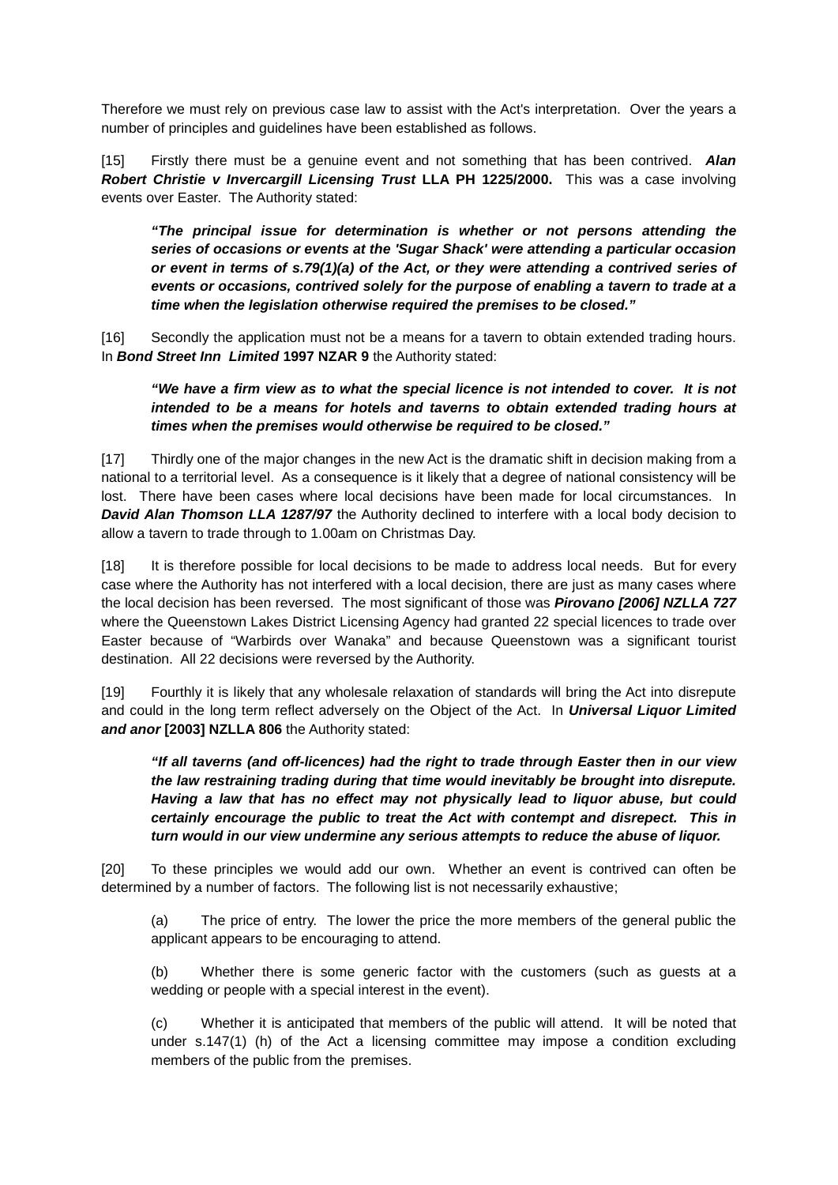Therefore we must rely on previous case law to assist with the Act's interpretation. Over the years a number of principles and guidelines have been established as follows.

[15] Firstly there must be a genuine event and not something that has been contrived. ***Alan Robert Christie v Invercargill Licensing Trust*** **LLA PH 1225/2000.** This was a case involving events over Easter. The Authority stated:

> ***"The principal issue for determination is whether or not persons attending the series of occasions or events at the 'Sugar Shack' were attending a particular occasion or event in terms of s.79(1)(a) of the Act, or they were attending a contrived series of events or occasions, contrived solely for the purpose of enabling a tavern to trade at a time when the legislation otherwise required the premises to be closed."***

[16] Secondly the application must not be a means for a tavern to obtain extended trading hours. In ***Bond Street Inn Limited*** **1997 NZAR 9** the Authority stated:

> ***"We have a firm view as to what the special licence is not intended to cover. It is not intended to be a means for hotels and taverns to obtain extended trading hours at times when the premises would otherwise be required to be closed."***

[17] Thirdly one of the major changes in the new Act is the dramatic shift in decision making from a national to a territorial level. As a consequence is it likely that a degree of national consistency will be lost. There have been cases where local decisions have been made for local circumstances. In ***David Alan Thomson LLA 1287/97*** the Authority declined to interfere with a local body decision to allow a tavern to trade through to 1.00am on Christmas Day.

[18] It is therefore possible for local decisions to be made to address local needs. But for every case where the Authority has not interfered with a local decision, there are just as many cases where the local decision has been reversed. The most significant of those was ***Pirovano [2006] NZLLA 727*** where the Queenstown Lakes District Licensing Agency had granted 22 special licences to trade over Easter because of "Warbirds over Wanaka" and because Queenstown was a significant tourist destination. All 22 decisions were reversed by the Authority.

[19] Fourthly it is likely that any wholesale relaxation of standards will bring the Act into disrepute and could in the long term reflect adversely on the Object of the Act. In ***Universal Liquor Limited and anor*** **[2003] NZLLA 806** the Authority stated:

> ***"If all taverns (and off-licences) had the right to trade through Easter then in our view the law restraining trading during that time would inevitably be brought into disrepute. Having a law that has no effect may not physically lead to liquor abuse, but could certainly encourage the public to treat the Act with contempt and disrepect. This in turn would in our view undermine any serious attempts to reduce the abuse of liquor.***

[20] To these principles we would add our own. Whether an event is contrived can often be determined by a number of factors. The following list is not necessarily exhaustive;

> (a) The price of entry. The lower the price the more members of the general public the applicant appears to be encouraging to attend.
>
> (b) Whether there is some generic factor with the customers (such as guests at a wedding or people with a special interest in the event).
>
> (c) Whether it is anticipated that members of the public will attend. It will be noted that under s.147(1) (h) of the Act a licensing committee may impose a condition excluding members of the public from the premises.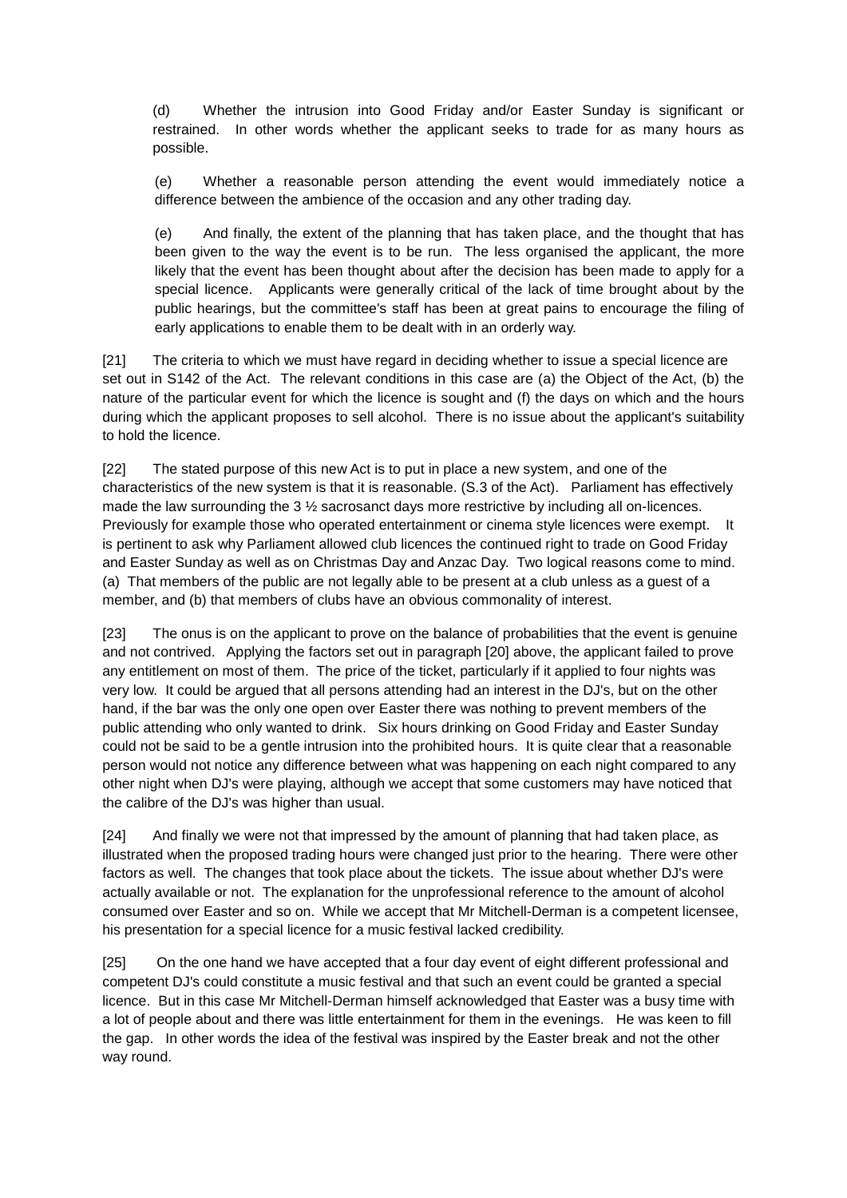(d) Whether the intrusion into Good Friday and/or Easter Sunday is significant or restrained. In other words whether the applicant seeks to trade for as many hours as possible.

(e) Whether a reasonable person attending the event would immediately notice a difference between the ambience of the occasion and any other trading day.

(e) And finally, the extent of the planning that has taken place, and the thought that has been given to the way the event is to be run. The less organised the applicant, the more likely that the event has been thought about after the decision has been made to apply for a special licence. Applicants were generally critical of the lack of time brought about by the public hearings, but the committee's staff has been at great pains to encourage the filing of early applications to enable them to be dealt with in an orderly way.

[21] The criteria to which we must have regard in deciding whether to issue a special licence are set out in S142 of the Act. The relevant conditions in this case are (a) the Object of the Act, (b) the nature of the particular event for which the licence is sought and (f) the days on which and the hours during which the applicant proposes to sell alcohol. There is no issue about the applicant's suitability to hold the licence.

[22] The stated purpose of this new Act is to put in place a new system, and one of the characteristics of the new system is that it is reasonable. (S.3 of the Act). Parliament has effectively made the law surrounding the 3 ½ sacrosanct days more restrictive by including all on-licences. Previously for example those who operated entertainment or cinema style licences were exempt. It is pertinent to ask why Parliament allowed club licences the continued right to trade on Good Friday and Easter Sunday as well as on Christmas Day and Anzac Day. Two logical reasons come to mind. (a) That members of the public are not legally able to be present at a club unless as a guest of a member, and (b) that members of clubs have an obvious commonality of interest.

[23] The onus is on the applicant to prove on the balance of probabilities that the event is genuine and not contrived. Applying the factors set out in paragraph [20] above, the applicant failed to prove any entitlement on most of them. The price of the ticket, particularly if it applied to four nights was very low. It could be argued that all persons attending had an interest in the DJ's, but on the other hand, if the bar was the only one open over Easter there was nothing to prevent members of the public attending who only wanted to drink. Six hours drinking on Good Friday and Easter Sunday could not be said to be a gentle intrusion into the prohibited hours. It is quite clear that a reasonable person would not notice any difference between what was happening on each night compared to any other night when DJ's were playing, although we accept that some customers may have noticed that the calibre of the DJ's was higher than usual.

[24] And finally we were not that impressed by the amount of planning that had taken place, as illustrated when the proposed trading hours were changed just prior to the hearing. There were other factors as well. The changes that took place about the tickets. The issue about whether DJ's were actually available or not. The explanation for the unprofessional reference to the amount of alcohol consumed over Easter and so on. While we accept that Mr Mitchell-Derman is a competent licensee, his presentation for a special licence for a music festival lacked credibility.

[25] On the one hand we have accepted that a four day event of eight different professional and competent DJ's could constitute a music festival and that such an event could be granted a special licence. But in this case Mr Mitchell-Derman himself acknowledged that Easter was a busy time with a lot of people about and there was little entertainment for them in the evenings. He was keen to fill the gap. In other words the idea of the festival was inspired by the Easter break and not the other way round.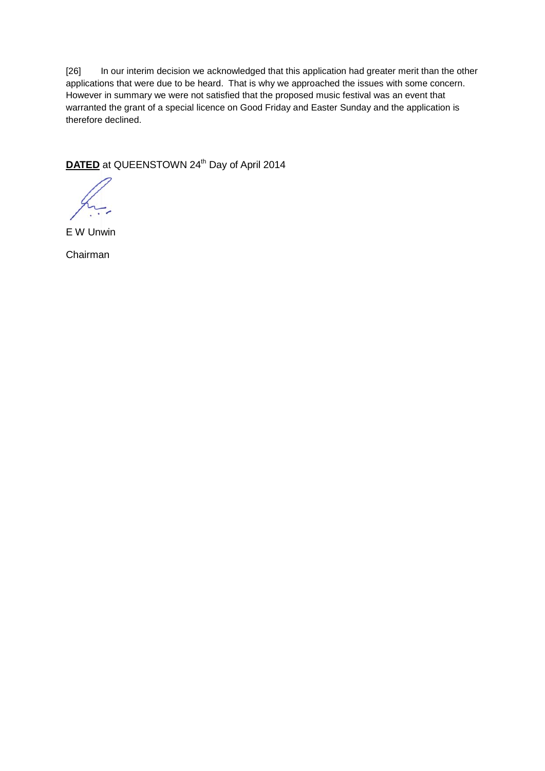[26] In our interim decision we acknowledged that this application had greater merit than the other applications that were due to be heard. That is why we approached the issues with some concern. However in summary we were not satisfied that the proposed music festival was an event that warranted the grant of a special licence on Good Friday and Easter Sunday and the application is therefore declined.

**DATED** at QUEENSTOWN 24th Day of April 2014

E W Unwin

Chairman